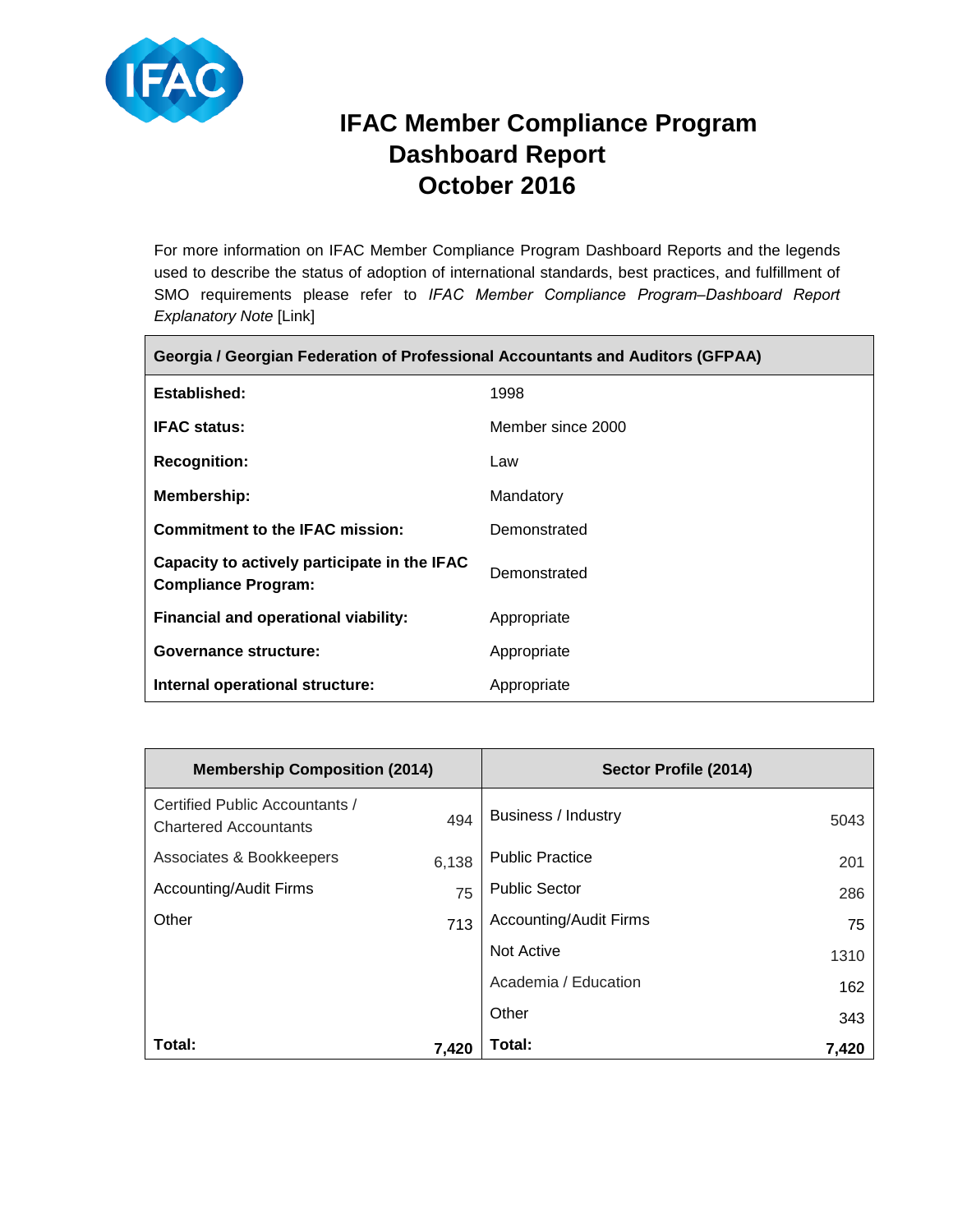# IFAC Member Compliance Program Dashboard Report October 2016

For more information on IFAC Member Compliance Program Dashboard Reports and the legends used to describe the status of adoption of international standards, best practices, and fulfillment of SMO requirements please refer to *IFAC Member Compliance Program–Dashboard Report Explanatory Note* [Link]

| Georgia / Georgian Federation of Professional Accountants and Auditors (GFPAA) | |
|---|---|
| **Established:** | 1998 |
| **IFAC status:** | Member since 2000 |
| **Recognition:** | Law |
| **Membership:** | Mandatory |
| **Commitment to the IFAC mission:** | Demonstrated |
| **Capacity to actively participate in the IFAC Compliance Program:** | Demonstrated |
| **Financial and operational viability:** | Appropriate |
| **Governance structure:** | Appropriate |
| **Internal operational structure:** | Appropriate |

| Membership Composition (2014) | | Sector Profile (2014) | |
|---|---|---|---|
| Certified Public Accountants / Chartered Accountants | 494 | Business / Industry | 5043 |
| Associates & Bookkeepers | 6,138 | Public Practice | 201 |
| Accounting/Audit Firms | 75 | Public Sector | 286 |
| Other | 713 | Accounting/Audit Firms | 75 |
| | | Not Active | 1310 |
| | | Academia / Education | 162 |
| | | Other | 343 |
| **Total:** | **7,420** | **Total:** | **7,420** |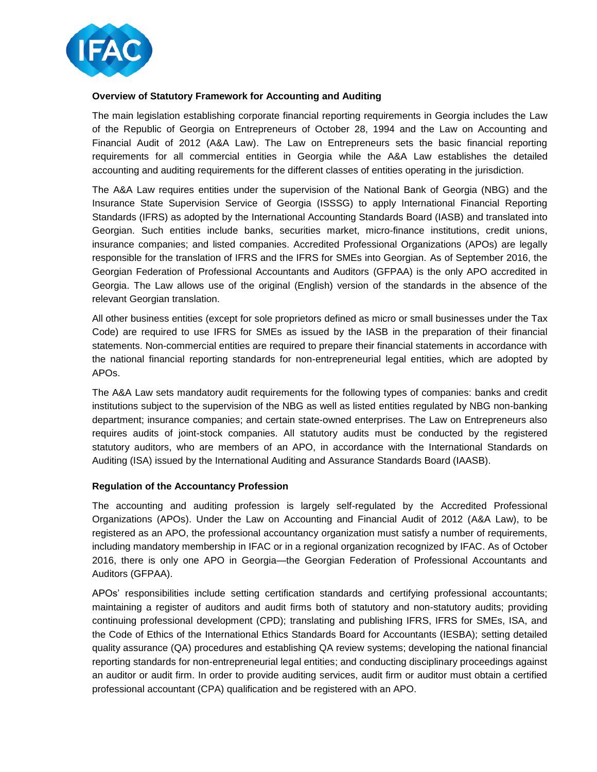**Overview of Statutory Framework for Accounting and Auditing**

The main legislation establishing corporate financial reporting requirements in Georgia includes the Law of the Republic of Georgia on Entrepreneurs of October 28, 1994 and the Law on Accounting and Financial Audit of 2012 (A&A Law). The Law on Entrepreneurs sets the basic financial reporting requirements for all commercial entities in Georgia while the A&A Law establishes the detailed accounting and auditing requirements for the different classes of entities operating in the jurisdiction.

The A&A Law requires entities under the supervision of the National Bank of Georgia (NBG) and the Insurance State Supervision Service of Georgia (ISSSG) to apply International Financial Reporting Standards (IFRS) as adopted by the International Accounting Standards Board (IASB) and translated into Georgian. Such entities include banks, securities market, micro-finance institutions, credit unions, insurance companies; and listed companies. Accredited Professional Organizations (APOs) are legally responsible for the translation of IFRS and the IFRS for SMEs into Georgian. As of September 2016, the Georgian Federation of Professional Accountants and Auditors (GFPAA) is the only APO accredited in Georgia. The Law allows use of the original (English) version of the standards in the absence of the relevant Georgian translation.

All other business entities (except for sole proprietors defined as micro or small businesses under the Tax Code) are required to use IFRS for SMEs as issued by the IASB in the preparation of their financial statements. Non-commercial entities are required to prepare their financial statements in accordance with the national financial reporting standards for non-entrepreneurial legal entities, which are adopted by APOs.

The A&A Law sets mandatory audit requirements for the following types of companies: banks and credit institutions subject to the supervision of the NBG as well as listed entities regulated by NBG non-banking department; insurance companies; and certain state-owned enterprises. The Law on Entrepreneurs also requires audits of joint-stock companies. All statutory audits must be conducted by the registered statutory auditors, who are members of an APO, in accordance with the International Standards on Auditing (ISA) issued by the International Auditing and Assurance Standards Board (IAASB).

**Regulation of the Accountancy Profession**

The accounting and auditing profession is largely self-regulated by the Accredited Professional Organizations (APOs). Under the Law on Accounting and Financial Audit of 2012 (A&A Law), to be registered as an APO, the professional accountancy organization must satisfy a number of requirements, including mandatory membership in IFAC or in a regional organization recognized by IFAC. As of October 2016, there is only one APO in Georgia—the Georgian Federation of Professional Accountants and Auditors (GFPAA).

APOs' responsibilities include setting certification standards and certifying professional accountants; maintaining a register of auditors and audit firms both of statutory and non-statutory audits; providing continuing professional development (CPD); translating and publishing IFRS, IFRS for SMEs, ISA, and the Code of Ethics of the International Ethics Standards Board for Accountants (IESBA); setting detailed quality assurance (QA) procedures and establishing QA review systems; developing the national financial reporting standards for non-entrepreneurial legal entities; and conducting disciplinary proceedings against an auditor or audit firm. In order to provide auditing services, audit firm or auditor must obtain a certified professional accountant (CPA) qualification and be registered with an APO.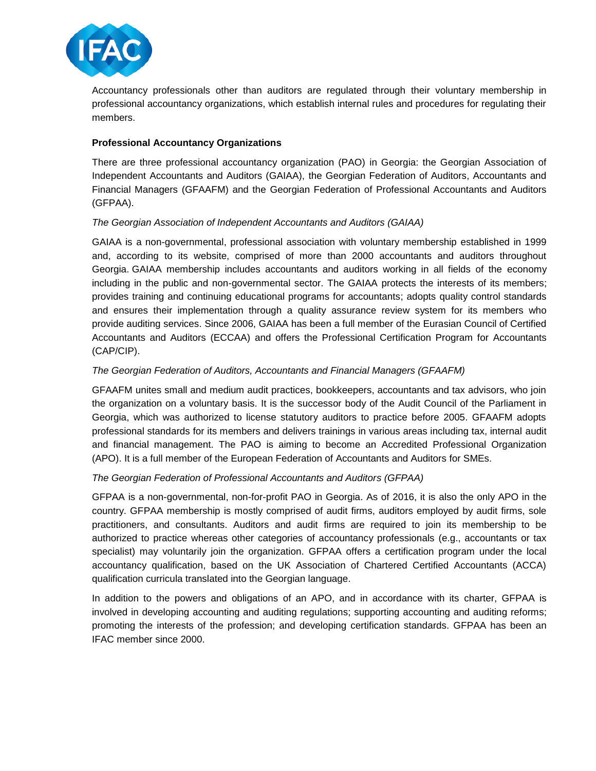Accountancy professionals other than auditors are regulated through their voluntary membership in professional accountancy organizations, which establish internal rules and procedures for regulating their members.

**Professional Accountancy Organizations**

There are three professional accountancy organization (PAO) in Georgia: the Georgian Association of Independent Accountants and Auditors (GAIAA), the Georgian Federation of Auditors, Accountants and Financial Managers (GFAAFM) and the Georgian Federation of Professional Accountants and Auditors (GFPAA).

*The Georgian Association of Independent Accountants and Auditors (GAIAA)*

GAIAA is a non-governmental, professional association with voluntary membership established in 1999 and, according to its website, comprised of more than 2000 accountants and auditors throughout Georgia. GAIAA membership includes accountants and auditors working in all fields of the economy including in the public and non-governmental sector. The GAIAA protects the interests of its members; provides training and continuing educational programs for accountants; adopts quality control standards and ensures their implementation through a quality assurance review system for its members who provide auditing services. Since 2006, GAIAA has been a full member of the Eurasian Council of Certified Accountants and Auditors (ECCAA) and offers the Professional Certification Program for Accountants (CAP/CIP).

*The Georgian Federation of Auditors, Accountants and Financial Managers (GFAAFM)*

GFAAFM unites small and medium audit practices, bookkeepers, accountants and tax advisors, who join the organization on a voluntary basis. It is the successor body of the Audit Council of the Parliament in Georgia, which was authorized to license statutory auditors to practice before 2005. GFAAFM adopts professional standards for its members and delivers trainings in various areas including tax, internal audit and financial management. The PAO is aiming to become an Accredited Professional Organization (APO). It is a full member of the European Federation of Accountants and Auditors for SMEs.

*The Georgian Federation of Professional Accountants and Auditors (GFPAA)*

GFPAA is a non-governmental, non-for-profit PAO in Georgia. As of 2016, it is also the only APO in the country. GFPAA membership is mostly comprised of audit firms, auditors employed by audit firms, sole practitioners, and consultants. Auditors and audit firms are required to join its membership to be authorized to practice whereas other categories of accountancy professionals (e.g., accountants or tax specialist) may voluntarily join the organization. GFPAA offers a certification program under the local accountancy qualification, based on the UK Association of Chartered Certified Accountants (ACCA) qualification curricula translated into the Georgian language.

In addition to the powers and obligations of an APO, and in accordance with its charter, GFPAA is involved in developing accounting and auditing regulations; supporting accounting and auditing reforms; promoting the interests of the profession; and developing certification standards. GFPAA has been an IFAC member since 2000.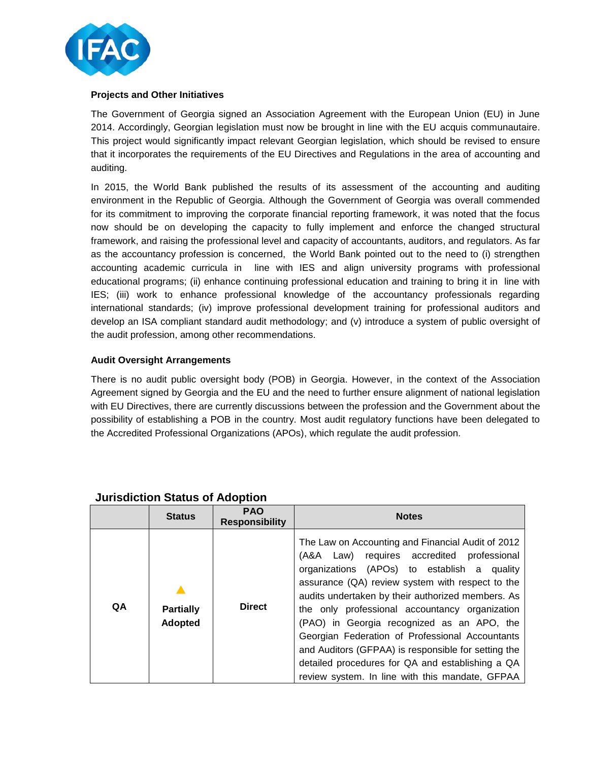### Projects and Other Initiatives

The Government of Georgia signed an Association Agreement with the European Union (EU) in June 2014. Accordingly, Georgian legislation must now be brought in line with the EU acquis communautaire. This project would significantly impact relevant Georgian legislation, which should be revised to ensure that it incorporates the requirements of the EU Directives and Regulations in the area of accounting and auditing.

In 2015, the World Bank published the results of its assessment of the accounting and auditing environment in the Republic of Georgia. Although the Government of Georgia was overall commended for its commitment to improving the corporate financial reporting framework, it was noted that the focus now should be on developing the capacity to fully implement and enforce the changed structural framework, and raising the professional level and capacity of accountants, auditors, and regulators. As far as the accountancy profession is concerned, the World Bank pointed out to the need to (i) strengthen accounting academic curricula in line with IES and align university programs with professional educational programs; (ii) enhance continuing professional education and training to bring it in line with IES; (iii) work to enhance professional knowledge of the accountancy professionals regarding international standards; (iv) improve professional development training for professional auditors and develop an ISA compliant standard audit methodology; and (v) introduce a system of public oversight of the audit profession, among other recommendations.

### Audit Oversight Arrangements

There is no audit public oversight body (POB) in Georgia. However, in the context of the Association Agreement signed by Georgia and the EU and the need to further ensure alignment of national legislation with EU Directives, there are currently discussions between the profession and the Government about the possibility of establishing a POB in the country. Most audit regulatory functions have been delegated to the Accredited Professional Organizations (APOs), which regulate the audit profession.

## Jurisdiction Status of Adoption

| | Status | PAO Responsibility | Notes |
|---|---|---|---|
| QA | ▲ Partially Adopted | Direct | The Law on Accounting and Financial Audit of 2012 (A&A Law) requires accredited professional organizations (APOs) to establish a quality assurance (QA) review system with respect to the audits undertaken by their authorized members. As the only professional accountancy organization (PAO) in Georgia recognized as an APO, the Georgian Federation of Professional Accountants and Auditors (GFPAA) is responsible for setting the detailed procedures for QA and establishing a QA review system. In line with this mandate, GFPAA |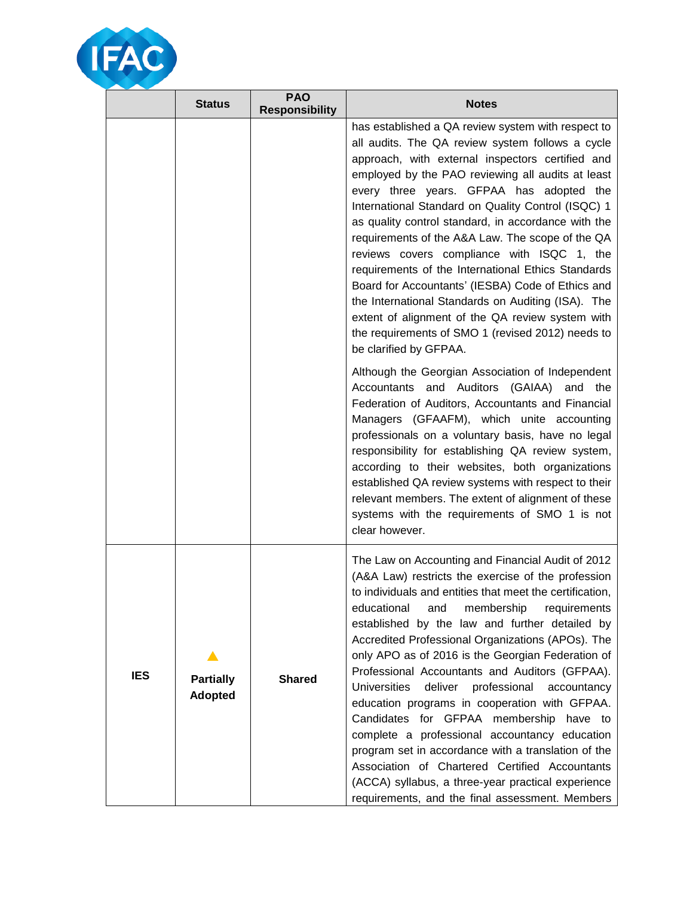| | Status | PAO Responsibility | Notes |
|---|---|---|---|
| | | | has established a QA review system with respect to all audits. The QA review system follows a cycle approach, with external inspectors certified and employed by the PAO reviewing all audits at least every three years. GFPAA has adopted the International Standard on Quality Control (ISQC) 1 as quality control standard, in accordance with the requirements of the A&A Law. The scope of the QA reviews covers compliance with ISQC 1, the requirements of the International Ethics Standards Board for Accountants' (IESBA) Code of Ethics and the International Standards on Auditing (ISA). The extent of alignment of the QA review system with the requirements of SMO 1 (revised 2012) needs to be clarified by GFPAA.<br><br>Although the Georgian Association of Independent Accountants and Auditors (GAIAA) and the Federation of Auditors, Accountants and Financial Managers (GFAAFM), which unite accounting professionals on a voluntary basis, have no legal responsibility for establishing QA review system, according to their websites, both organizations established QA review systems with respect to their relevant members. The extent of alignment of these systems with the requirements of SMO 1 is not clear however. |
| **IES** | ▲ **Partially Adopted** | **Shared** | The Law on Accounting and Financial Audit of 2012 (A&A Law) restricts the exercise of the profession to individuals and entities that meet the certification, educational and membership requirements established by the law and further detailed by Accredited Professional Organizations (APOs). The only APO as of 2016 is the Georgian Federation of Professional Accountants and Auditors (GFPAA). Universities deliver professional accountancy education programs in cooperation with GFPAA. Candidates for GFPAA membership have to complete a professional accountancy education program set in accordance with a translation of the Association of Chartered Certified Accountants (ACCA) syllabus, a three-year practical experience requirements, and the final assessment. Members |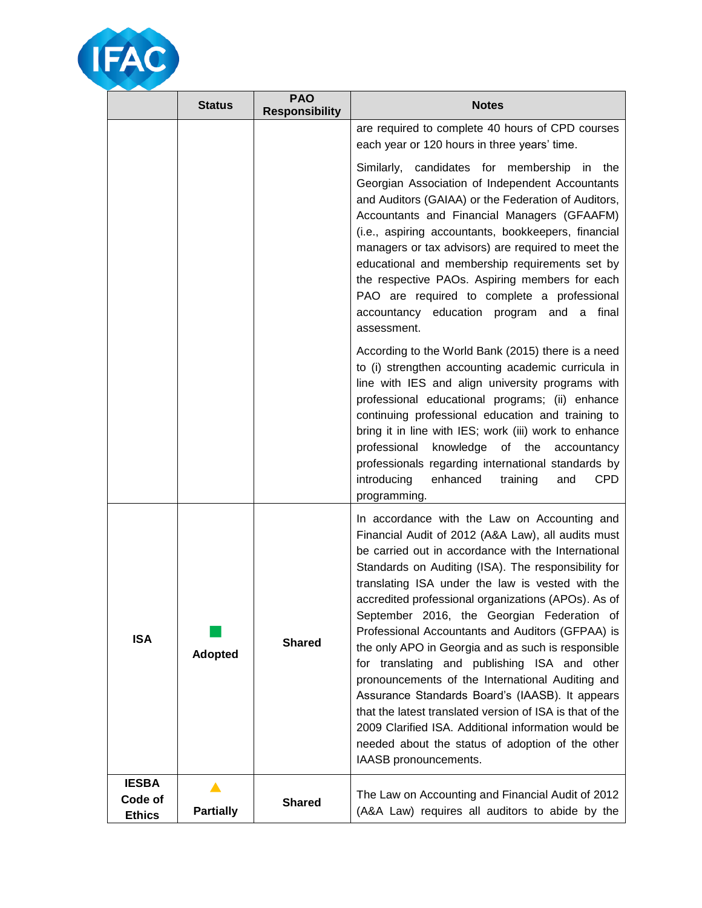|  | Status | PAO Responsibility | Notes |
|---|---|---|---|
|  |  |  | are required to complete 40 hours of CPD courses each year or 120 hours in three years' time.<br><br>Similarly, candidates for membership in the Georgian Association of Independent Accountants and Auditors (GAIAA) or the Federation of Auditors, Accountants and Financial Managers (GFAAFM) (i.e., aspiring accountants, bookkeepers, financial managers or tax advisors) are required to meet the educational and membership requirements set by the respective PAOs. Aspiring members for each PAO are required to complete a professional accountancy education program and a final assessment.<br><br>According to the World Bank (2015) there is a need to (i) strengthen accounting academic curricula in line with IES and align university programs with professional educational programs; (ii) enhance continuing professional education and training to bring it in line with IES; work (iii) work to enhance professional knowledge of the accountancy professionals regarding international standards by introducing enhanced training and CPD programming. |
| **ISA** | **Adopted** | **Shared** | In accordance with the Law on Accounting and Financial Audit of 2012 (A&A Law), all audits must be carried out in accordance with the International Standards on Auditing (ISA). The responsibility for translating ISA under the law is vested with the accredited professional organizations (APOs). As of September 2016, the Georgian Federation of Professional Accountants and Auditors (GFPAA) is the only APO in Georgia and as such is responsible for translating and publishing ISA and other pronouncements of the International Auditing and Assurance Standards Board's (IAASB). It appears that the latest translated version of ISA is that of the 2009 Clarified ISA. Additional information would be needed about the status of adoption of the other IAASB pronouncements. |
| **IESBA Code of Ethics** | **Partially** | **Shared** | The Law on Accounting and Financial Audit of 2012 (A&A Law) requires all auditors to abide by the |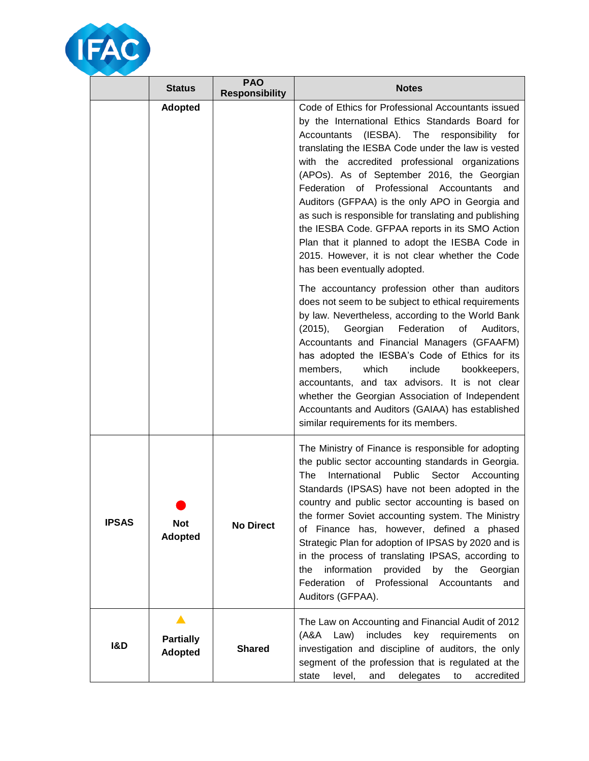| | Status | PAO Responsibility | Notes |
|---|---|---|---|
| | **Adopted** | | Code of Ethics for Professional Accountants issued by the International Ethics Standards Board for Accountants (IESBA). The responsibility for translating the IESBA Code under the law is vested with the accredited professional organizations (APOs). As of September 2016, the Georgian Federation of Professional Accountants and Auditors (GFPAA) is the only APO in Georgia and as such is responsible for translating and publishing the IESBA Code. GFPAA reports in its SMO Action Plan that it planned to adopt the IESBA Code in 2015. However, it is not clear whether the Code has been eventually adopted.<br><br>The accountancy profession other than auditors does not seem to be subject to ethical requirements by law. Nevertheless, according to the World Bank (2015), Georgian Federation of Auditors, Accountants and Financial Managers (GFAAFM) has adopted the IESBA's Code of Ethics for its members, which include bookkeepers, accountants, and tax advisors. It is not clear whether the Georgian Association of Independent Accountants and Auditors (GAIAA) has established similar requirements for its members. |
| **IPSAS** | **Not Adopted** | **No Direct** | The Ministry of Finance is responsible for adopting the public sector accounting standards in Georgia. The International Public Sector Accounting Standards (IPSAS) have not been adopted in the country and public sector accounting is based on the former Soviet accounting system. The Ministry of Finance has, however, defined a phased Strategic Plan for adoption of IPSAS by 2020 and is in the process of translating IPSAS, according to the information provided by the Georgian Federation of Professional Accountants and Auditors (GFPAA). |
| **I&D** | **Partially Adopted** | **Shared** | The Law on Accounting and Financial Audit of 2012 (A&A Law) includes key requirements on investigation and discipline of auditors, the only segment of the profession that is regulated at the state level, and delegates to accredited |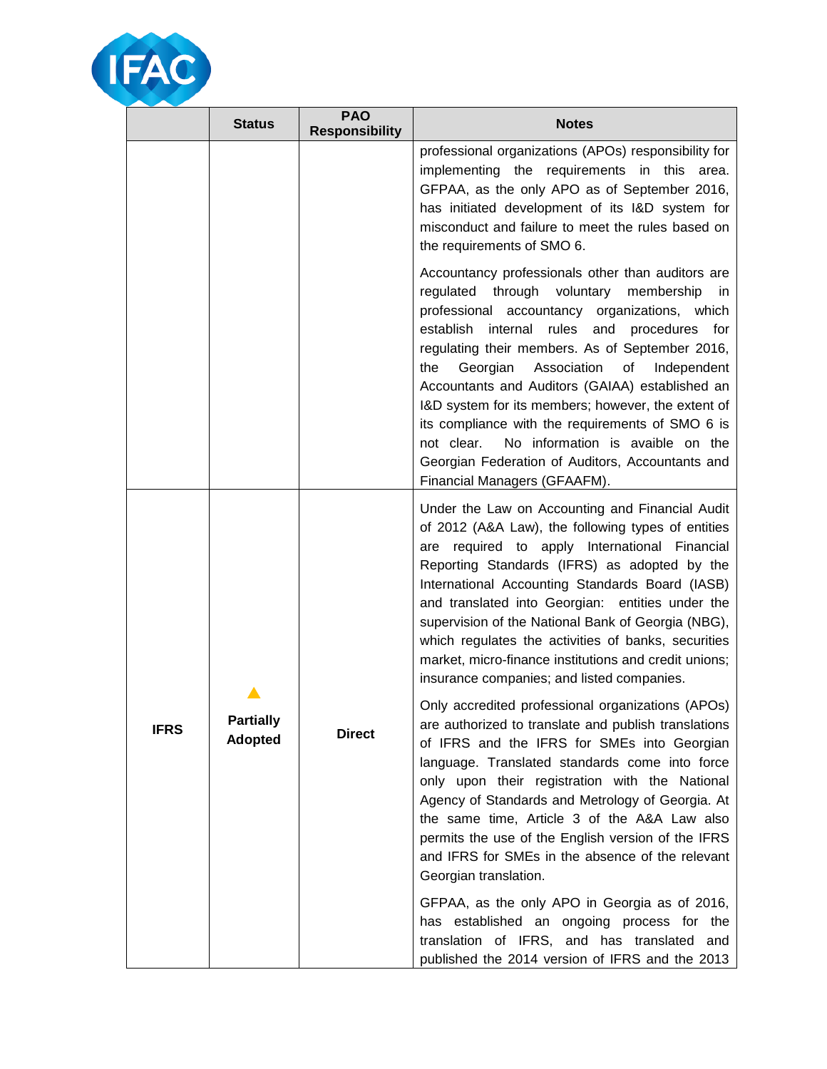| | Status | PAO Responsibility | Notes |
|---|---|---|---|
| | | | professional organizations (APOs) responsibility for implementing the requirements in this area. GFPAA, as the only APO as of September 2016, has initiated development of its I&D system for misconduct and failure to meet the rules based on the requirements of SMO 6.<br><br>Accountancy professionals other than auditors are regulated through voluntary membership in professional accountancy organizations, which establish internal rules and procedures for regulating their members. As of September 2016, the Georgian Association of Independent Accountants and Auditors (GAIAA) established an I&D system for its members; however, the extent of its compliance with the requirements of SMO 6 is not clear. No information is avaible on the Georgian Federation of Auditors, Accountants and Financial Managers (GFAAFM). |
| **IFRS** | ▲ **Partially Adopted** | **Direct** | Under the Law on Accounting and Financial Audit of 2012 (A&A Law), the following types of entities are required to apply International Financial Reporting Standards (IFRS) as adopted by the International Accounting Standards Board (IASB) and translated into Georgian: entities under the supervision of the National Bank of Georgia (NBG), which regulates the activities of banks, securities market, micro-finance institutions and credit unions; insurance companies; and listed companies.<br><br>Only accredited professional organizations (APOs) are authorized to translate and publish translations of IFRS and the IFRS for SMEs into Georgian language. Translated standards come into force only upon their registration with the National Agency of Standards and Metrology of Georgia. At the same time, Article 3 of the A&A Law also permits the use of the English version of the IFRS and IFRS for SMEs in the absence of the relevant Georgian translation.<br><br>GFPAA, as the only APO in Georgia as of 2016, has established an ongoing process for the translation of IFRS, and has translated and published the 2014 version of IFRS and the 2013 |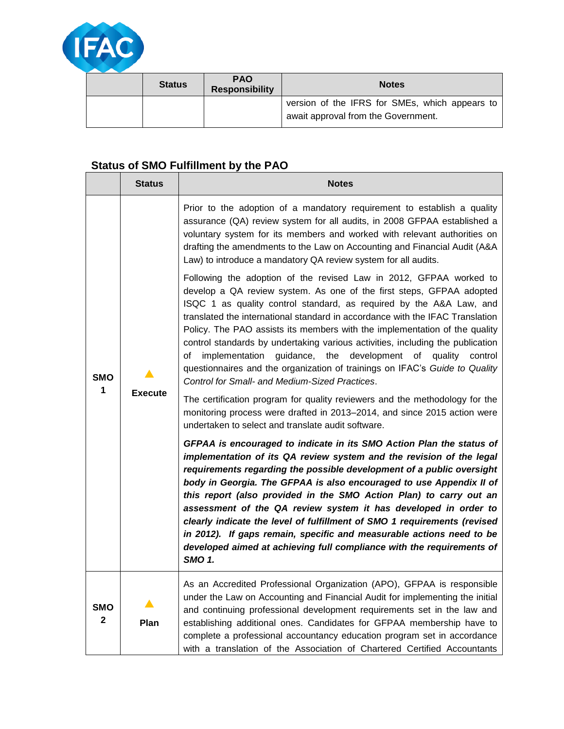| | Status | PAO Responsibility | Notes |
|---|---|---|---|
| | | | version of the IFRS for SMEs, which appears to await approval from the Government. |

## Status of SMO Fulfillment by the PAO

| | Status | Notes |
|---|---|---|
| **SMO 1** | ▲ **Execute** | Prior to the adoption of a mandatory requirement to establish a quality assurance (QA) review system for all audits, in 2008 GFPAA established a voluntary system for its members and worked with relevant authorities on drafting the amendments to the Law on Accounting and Financial Audit (A&A Law) to introduce a mandatory QA review system for all audits.<br><br>Following the adoption of the revised Law in 2012, GFPAA worked to develop a QA review system. As one of the first steps, GFPAA adopted ISQC 1 as quality control standard, as required by the A&A Law, and translated the international standard in accordance with the IFAC Translation Policy. The PAO assists its members with the implementation of the quality control standards by undertaking various activities, including the publication of implementation guidance, the development of quality control questionnaires and the organization of trainings on IFAC's *Guide to Quality Control for Small- and Medium-Sized Practices*.<br><br>The certification program for quality reviewers and the methodology for the monitoring process were drafted in 2013–2014, and since 2015 action were undertaken to select and translate audit software.<br><br>***GFPAA is encouraged to indicate in its SMO Action Plan the status of implementation of its QA review system and the revision of the legal requirements regarding the possible development of a public oversight body in Georgia. The GFPAA is also encouraged to use Appendix II of this report (also provided in the SMO Action Plan) to carry out an assessment of the QA review system it has developed in order to clearly indicate the level of fulfillment of SMO 1 requirements (revised in 2012). If gaps remain, specific and measurable actions need to be developed aimed at achieving full compliance with the requirements of SMO 1.*** |
| **SMO 2** | ▲ **Plan** | As an Accredited Professional Organization (APO), GFPAA is responsible under the Law on Accounting and Financial Audit for implementing the initial and continuing professional development requirements set in the law and establishing additional ones. Candidates for GFPAA membership have to complete a professional accountancy education program set in accordance with a translation of the Association of Chartered Certified Accountants |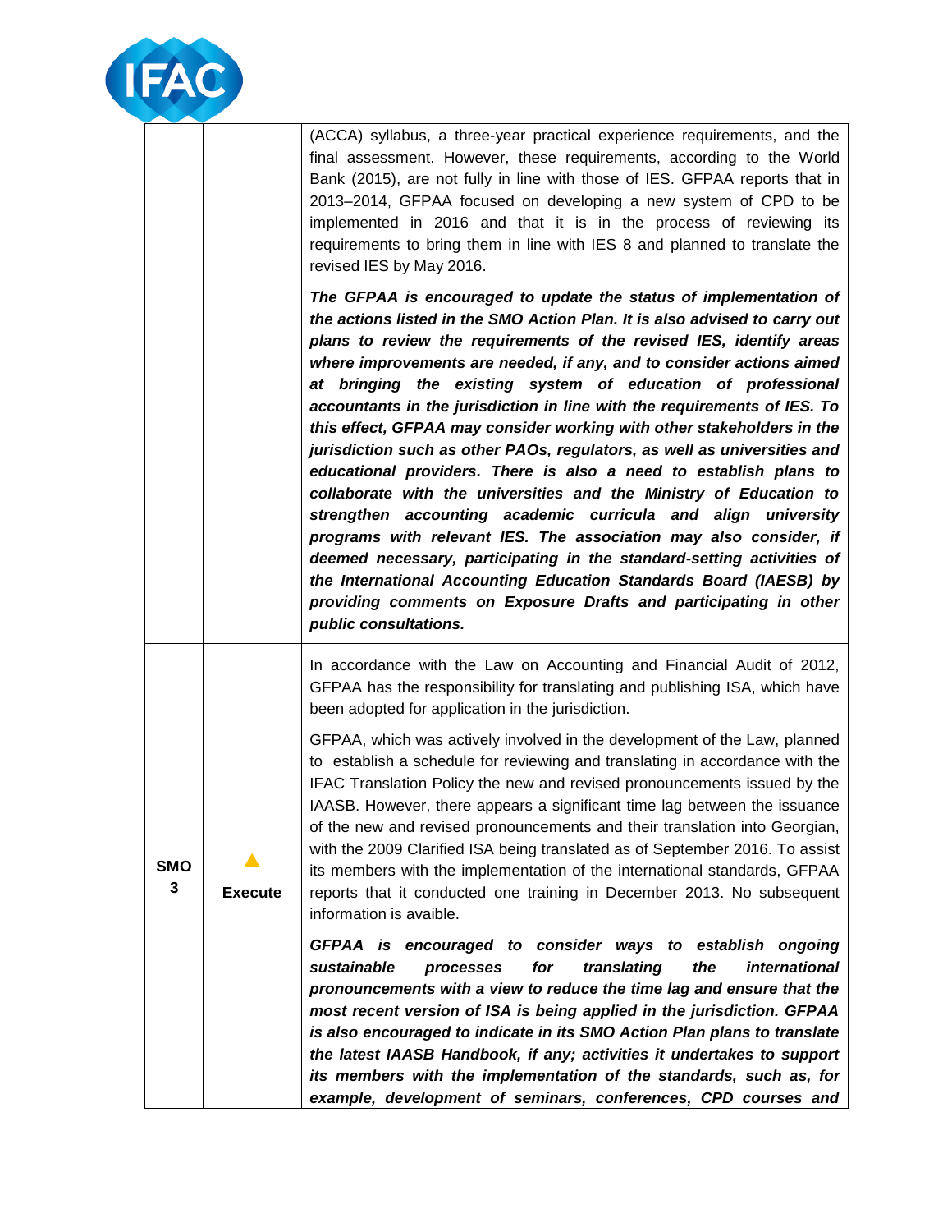| | | |
|---|---|---|
| | | (ACCA) syllabus, a three-year practical experience requirements, and the final assessment. However, these requirements, according to the World Bank (2015), are not fully in line with those of IES. GFPAA reports that in 2013–2014, GFPAA focused on developing a new system of CPD to be implemented in 2016 and that it is in the process of reviewing its requirements to bring them in line with IES 8 and planned to translate the revised IES by May 2016.<br><br>***The GFPAA is encouraged to update the status of implementation of the actions listed in the SMO Action Plan. It is also advised to carry out plans to review the requirements of the revised IES, identify areas where improvements are needed, if any, and to consider actions aimed at bringing the existing system of education of professional accountants in the jurisdiction in line with the requirements of IES. To this effect, GFPAA may consider working with other stakeholders in the jurisdiction such as other PAOs, regulators, as well as universities and educational providers. There is also a need to establish plans to collaborate with the universities and the Ministry of Education to strengthen accounting academic curricula and align university programs with relevant IES. The association may also consider, if deemed necessary, participating in the standard-setting activities of the International Accounting Education Standards Board (IAESB) by providing comments on Exposure Drafts and participating in other public consultations.*** |
| **SMO 3** | ▲ **Execute** | In accordance with the Law on Accounting and Financial Audit of 2012, GFPAA has the responsibility for translating and publishing ISA, which have been adopted for application in the jurisdiction.<br><br>GFPAA, which was actively involved in the development of the Law, planned to establish a schedule for reviewing and translating in accordance with the IFAC Translation Policy the new and revised pronouncements issued by the IAASB. However, there appears a significant time lag between the issuance of the new and revised pronouncements and their translation into Georgian, with the 2009 Clarified ISA being translated as of September 2016. To assist its members with the implementation of the international standards, GFPAA reports that it conducted one training in December 2013. No subsequent information is avaible.<br><br>***GFPAA is encouraged to consider ways to establish ongoing sustainable processes for translating the international pronouncements with a view to reduce the time lag and ensure that the most recent version of ISA is being applied in the jurisdiction. GFPAA is also encouraged to indicate in its SMO Action Plan plans to translate the latest IAASB Handbook, if any; activities it undertakes to support its members with the implementation of the standards, such as, for example, development of seminars, conferences, CPD courses and*** |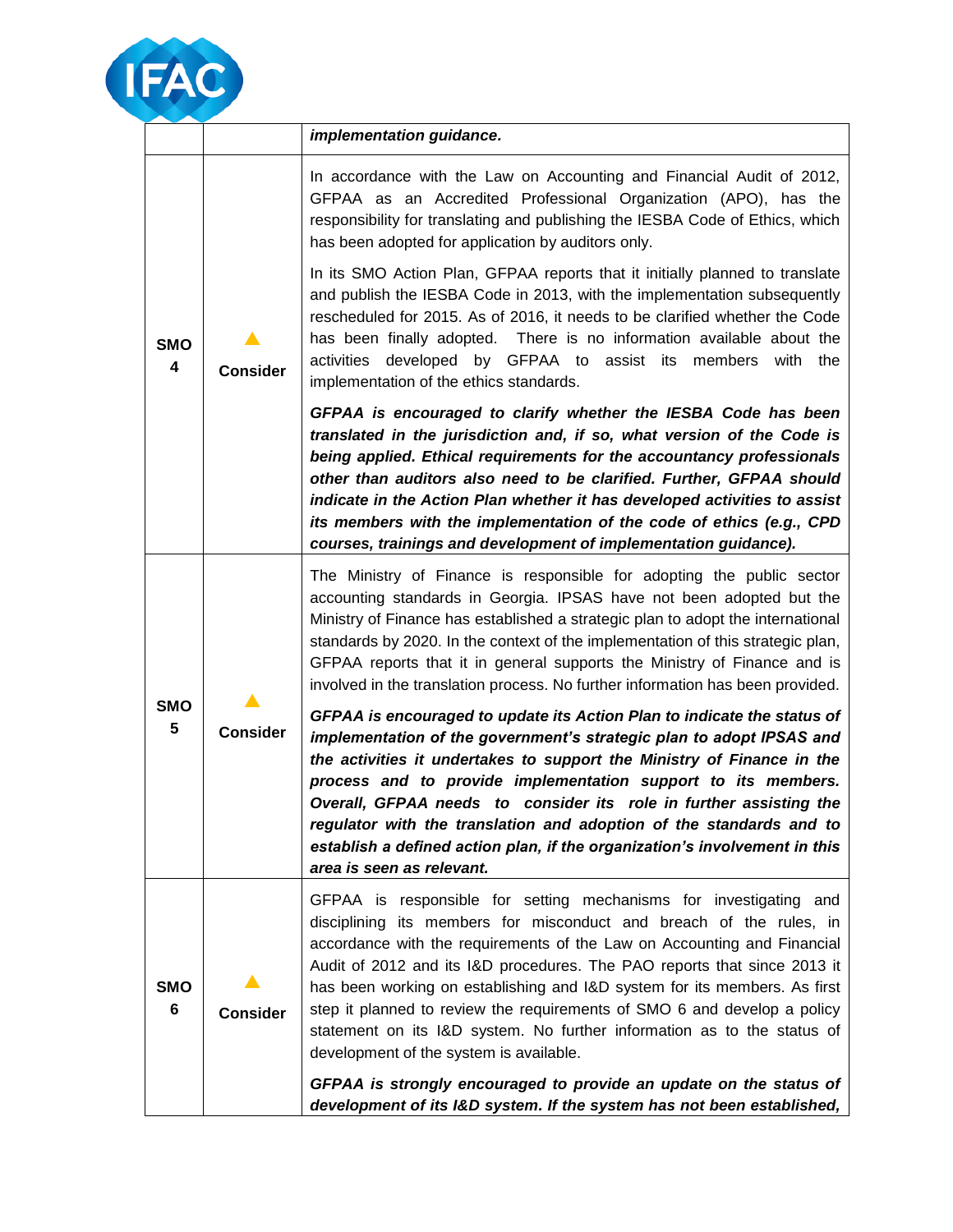| | | |
|---|---|---|
| | | ***implementation guidance.*** |
| **SMO 4** | ▲ **Consider** | In accordance with the Law on Accounting and Financial Audit of 2012, GFPAA as an Accredited Professional Organization (APO), has the responsibility for translating and publishing the IESBA Code of Ethics, which has been adopted for application by auditors only.<br><br>In its SMO Action Plan, GFPAA reports that it initially planned to translate and publish the IESBA Code in 2013, with the implementation subsequently rescheduled for 2015. As of 2016, it needs to be clarified whether the Code has been finally adopted. There is no information available about the activities developed by GFPAA to assist its members with the implementation of the ethics standards.<br><br>***GFPAA is encouraged to clarify whether the IESBA Code has been translated in the jurisdiction and, if so, what version of the Code is being applied. Ethical requirements for the accountancy professionals other than auditors also need to be clarified. Further, GFPAA should indicate in the Action Plan whether it has developed activities to assist its members with the implementation of the code of ethics (e.g., CPD courses, trainings and development of implementation guidance).*** |
| **SMO 5** | ▲ **Consider** | The Ministry of Finance is responsible for adopting the public sector accounting standards in Georgia. IPSAS have not been adopted but the Ministry of Finance has established a strategic plan to adopt the international standards by 2020. In the context of the implementation of this strategic plan, GFPAA reports that it in general supports the Ministry of Finance and is involved in the translation process. No further information has been provided.<br><br>***GFPAA is encouraged to update its Action Plan to indicate the status of implementation of the government's strategic plan to adopt IPSAS and the activities it undertakes to support the Ministry of Finance in the process and to provide implementation support to its members. Overall, GFPAA needs to consider its role in further assisting the regulator with the translation and adoption of the standards and to establish a defined action plan, if the organization's involvement in this area is seen as relevant.*** |
| **SMO 6** | ▲ **Consider** | GFPAA is responsible for setting mechanisms for investigating and disciplining its members for misconduct and breach of the rules, in accordance with the requirements of the Law on Accounting and Financial Audit of 2012 and its I&D procedures. The PAO reports that since 2013 it has been working on establishing and I&D system for its members. As first step it planned to review the requirements of SMO 6 and develop a policy statement on its I&D system. No further information as to the status of development of the system is available.<br><br>***GFPAA is strongly encouraged to provide an update on the status of development of its I&D system. If the system has not been established,*** |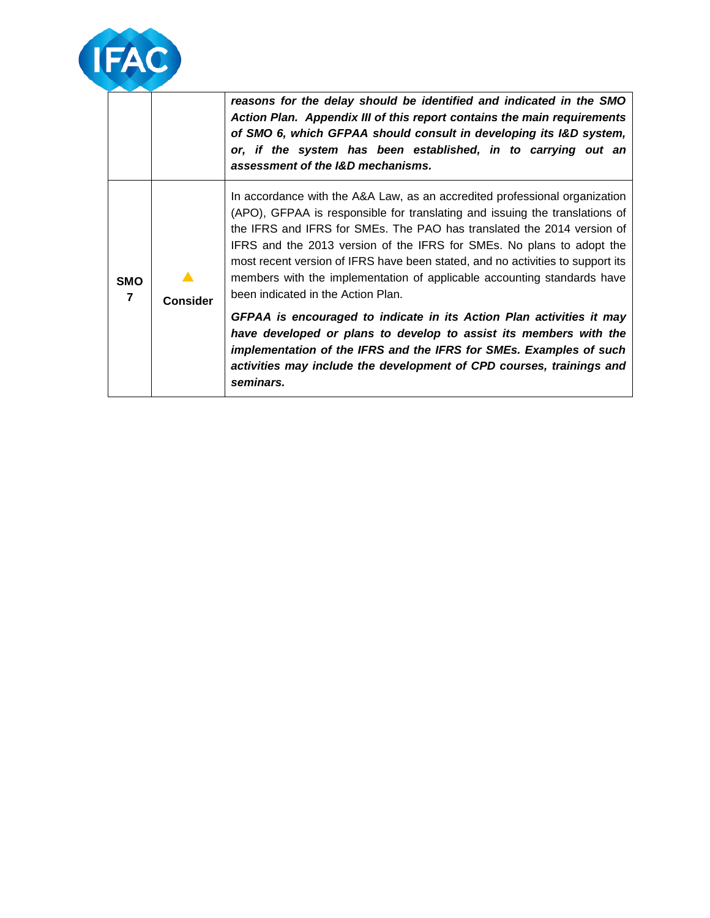| | | |
|---|---|---|
| | | ***reasons for the delay should be identified and indicated in the SMO Action Plan. Appendix III of this report contains the main requirements of SMO 6, which GFPAA should consult in developing its I&D system, or, if the system has been established, in to carrying out an assessment of the I&D mechanisms.*** |
| **SMO 7** | ▲ **Consider** | In accordance with the A&A Law, as an accredited professional organization (APO), GFPAA is responsible for translating and issuing the translations of the IFRS and IFRS for SMEs. The PAO has translated the 2014 version of IFRS and the 2013 version of the IFRS for SMEs. No plans to adopt the most recent version of IFRS have been stated, and no activities to support its members with the implementation of applicable accounting standards have been indicated in the Action Plan.<br><br>***GFPAA is encouraged to indicate in its Action Plan activities it may have developed or plans to develop to assist its members with the implementation of the IFRS and the IFRS for SMEs. Examples of such activities may include the development of CPD courses, trainings and seminars.*** |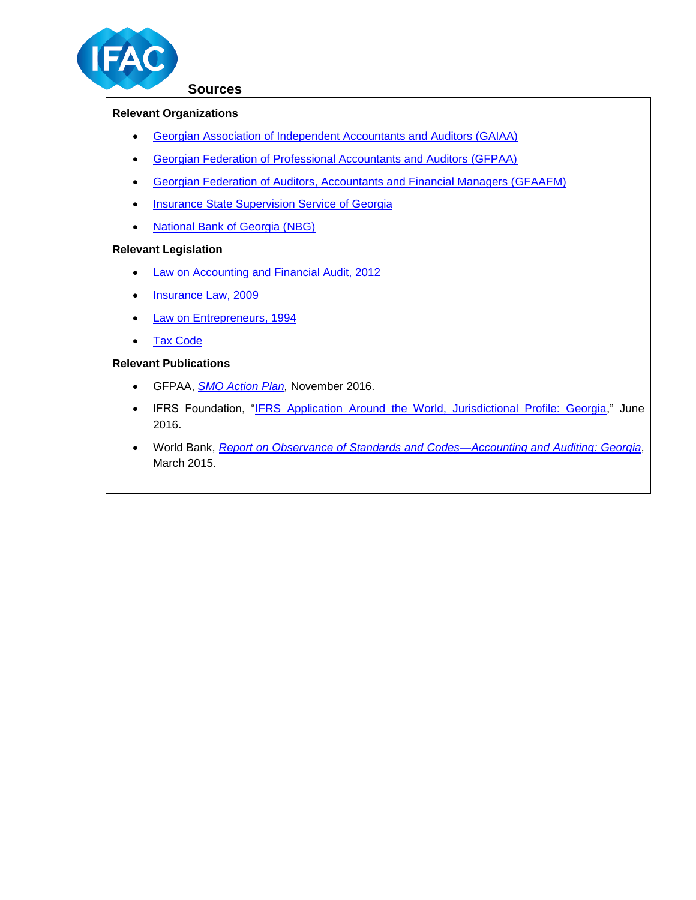## Sources

**Relevant Organizations**

- Georgian Association of Independent Accountants and Auditors (GAIAA)
- Georgian Federation of Professional Accountants and Auditors (GFPAA)
- Georgian Federation of Auditors, Accountants and Financial Managers (GFAAFM)
- Insurance State Supervision Service of Georgia
- National Bank of Georgia (NBG)

**Relevant Legislation**

- Law on Accounting and Financial Audit, 2012
- Insurance Law, 2009
- Law on Entrepreneurs, 1994
- Tax Code

**Relevant Publications**

- GFPAA, *SMO Action Plan*, November 2016.
- IFRS Foundation, "IFRS Application Around the World, Jurisdictional Profile: Georgia," June 2016.
- World Bank, *Report on Observance of Standards and Codes—Accounting and Auditing: Georgia*, March 2015.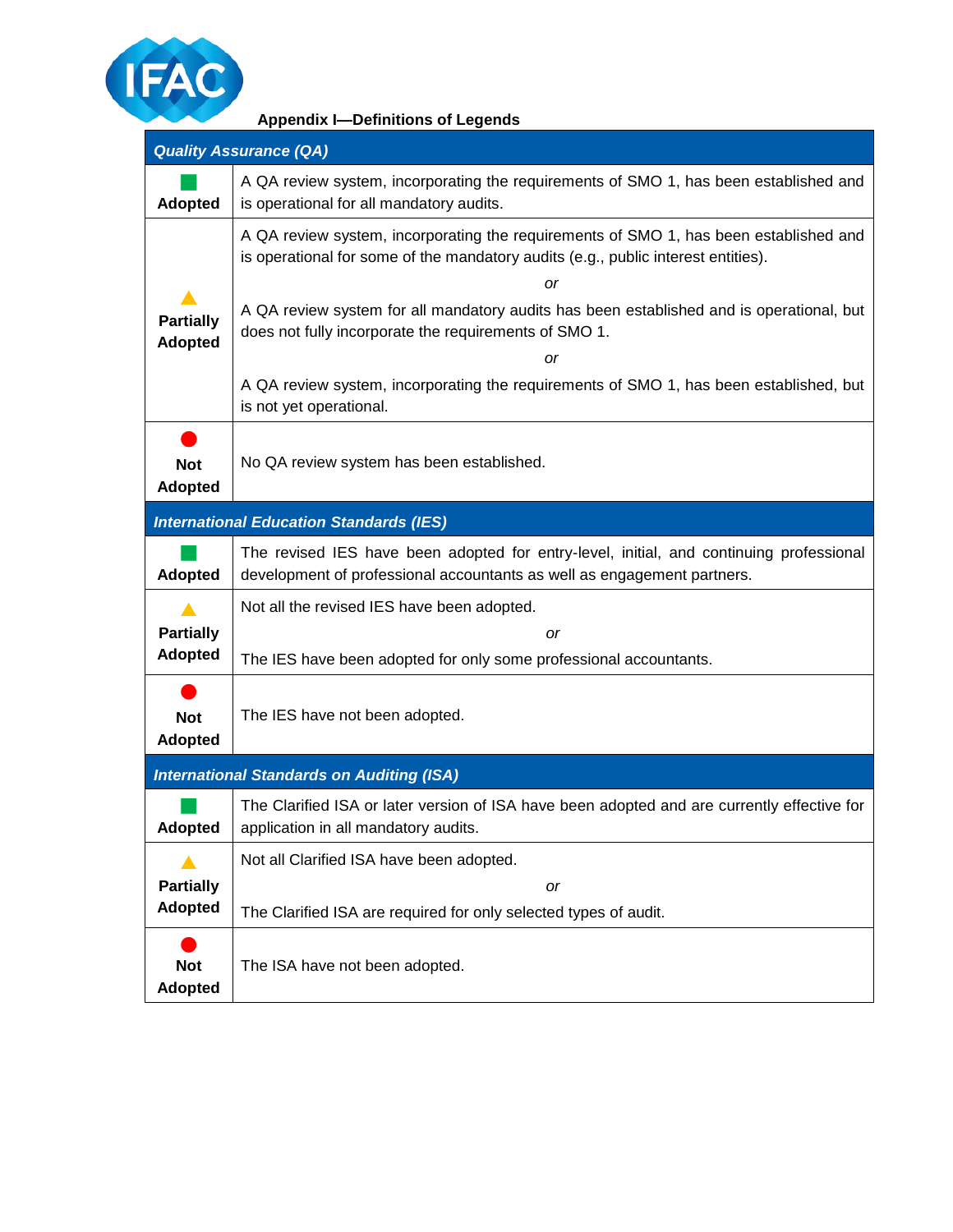## Appendix I—Definitions of Legends

| | |
|---|---|
| ***Quality Assurance (QA)*** | |
| **Adopted** | A QA review system, incorporating the requirements of SMO 1, has been established and is operational for all mandatory audits. |
| **Partially Adopted** | A QA review system, incorporating the requirements of SMO 1, has been established and is operational for some of the mandatory audits (e.g., public interest entities). *or* A QA review system for all mandatory audits has been established and is operational, but does not fully incorporate the requirements of SMO 1. *or* A QA review system, incorporating the requirements of SMO 1, has been established, but is not yet operational. |
| **Not Adopted** | No QA review system has been established. |
| ***International Education Standards (IES)*** | |
| **Adopted** | The revised IES have been adopted for entry-level, initial, and continuing professional development of professional accountants as well as engagement partners. |
| **Partially Adopted** | Not all the revised IES have been adopted. *or* The IES have been adopted for only some professional accountants. |
| **Not Adopted** | The IES have not been adopted. |
| ***International Standards on Auditing (ISA)*** | |
| **Adopted** | The Clarified ISA or later version of ISA have been adopted and are currently effective for application in all mandatory audits. |
| **Partially Adopted** | Not all Clarified ISA have been adopted. *or* The Clarified ISA are required for only selected types of audit. |
| **Not Adopted** | The ISA have not been adopted. |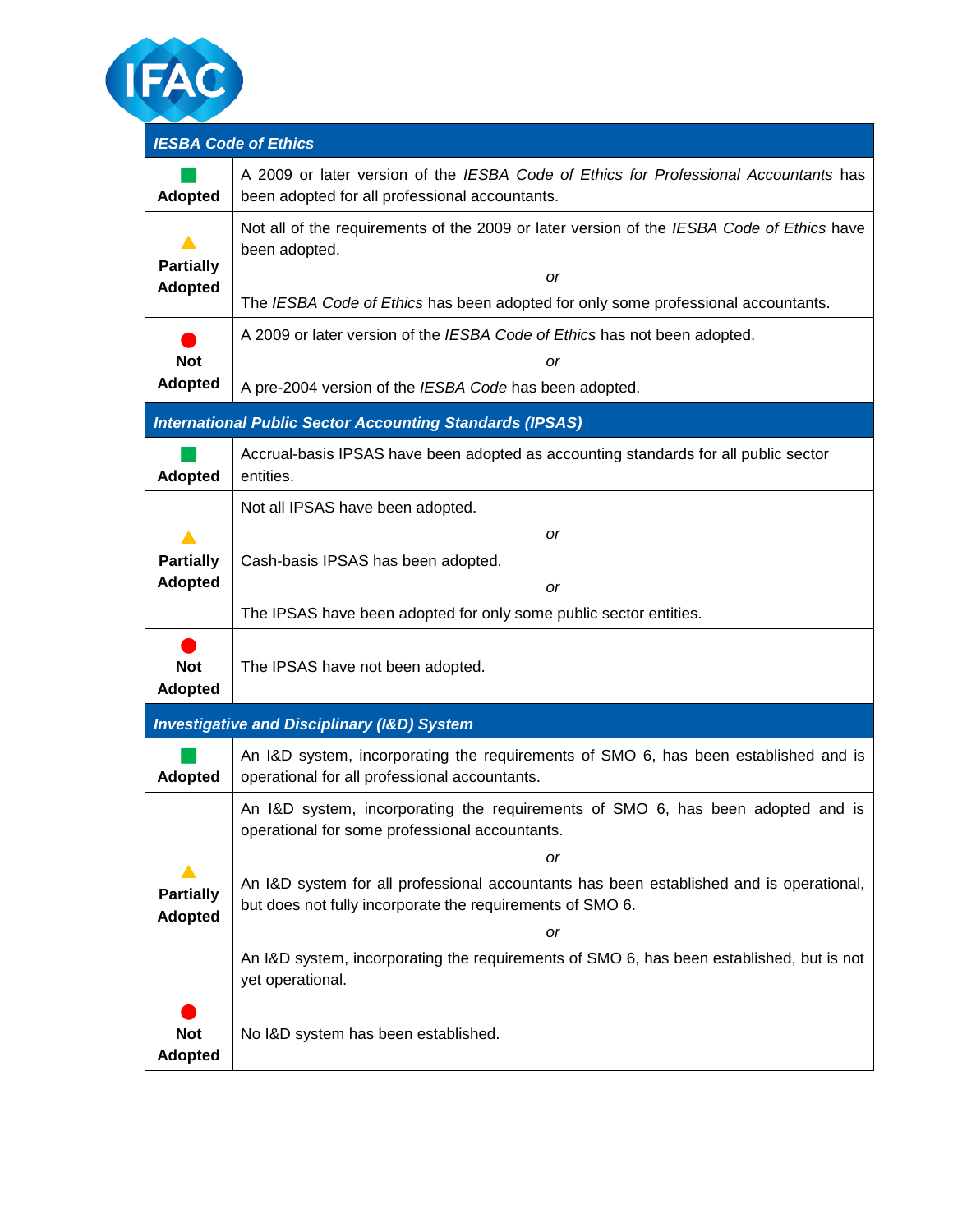| *IESBA Code of Ethics* | |
|---|---|
| **Adopted** | A 2009 or later version of the *IESBA Code of Ethics for Professional Accountants* has been adopted for all professional accountants. |
| **Partially Adopted** | Not all of the requirements of the 2009 or later version of the *IESBA Code of Ethics* have been adopted.<br>*or*<br>The *IESBA Code of Ethics* has been adopted for only some professional accountants. |
| **Not Adopted** | A 2009 or later version of the *IESBA Code of Ethics* has not been adopted.<br>*or*<br>A pre-2004 version of the *IESBA Code* has been adopted. |
| ***International Public Sector Accounting Standards (IPSAS)*** | |
| **Adopted** | Accrual-basis IPSAS have been adopted as accounting standards for all public sector entities. |
| **Partially Adopted** | Not all IPSAS have been adopted.<br>*or*<br>Cash-basis IPSAS has been adopted.<br>*or*<br>The IPSAS have been adopted for only some public sector entities. |
| **Not Adopted** | The IPSAS have not been adopted. |
| ***Investigative and Disciplinary (I&D) System*** | |
| **Adopted** | An I&D system, incorporating the requirements of SMO 6, has been established and is operational for all professional accountants. |
| **Partially Adopted** | An I&D system, incorporating the requirements of SMO 6, has been adopted and is operational for some professional accountants.<br>*or*<br>An I&D system for all professional accountants has been established and is operational, but does not fully incorporate the requirements of SMO 6.<br>*or*<br>An I&D system, incorporating the requirements of SMO 6, has been established, but is not yet operational. |
| **Not Adopted** | No I&D system has been established. |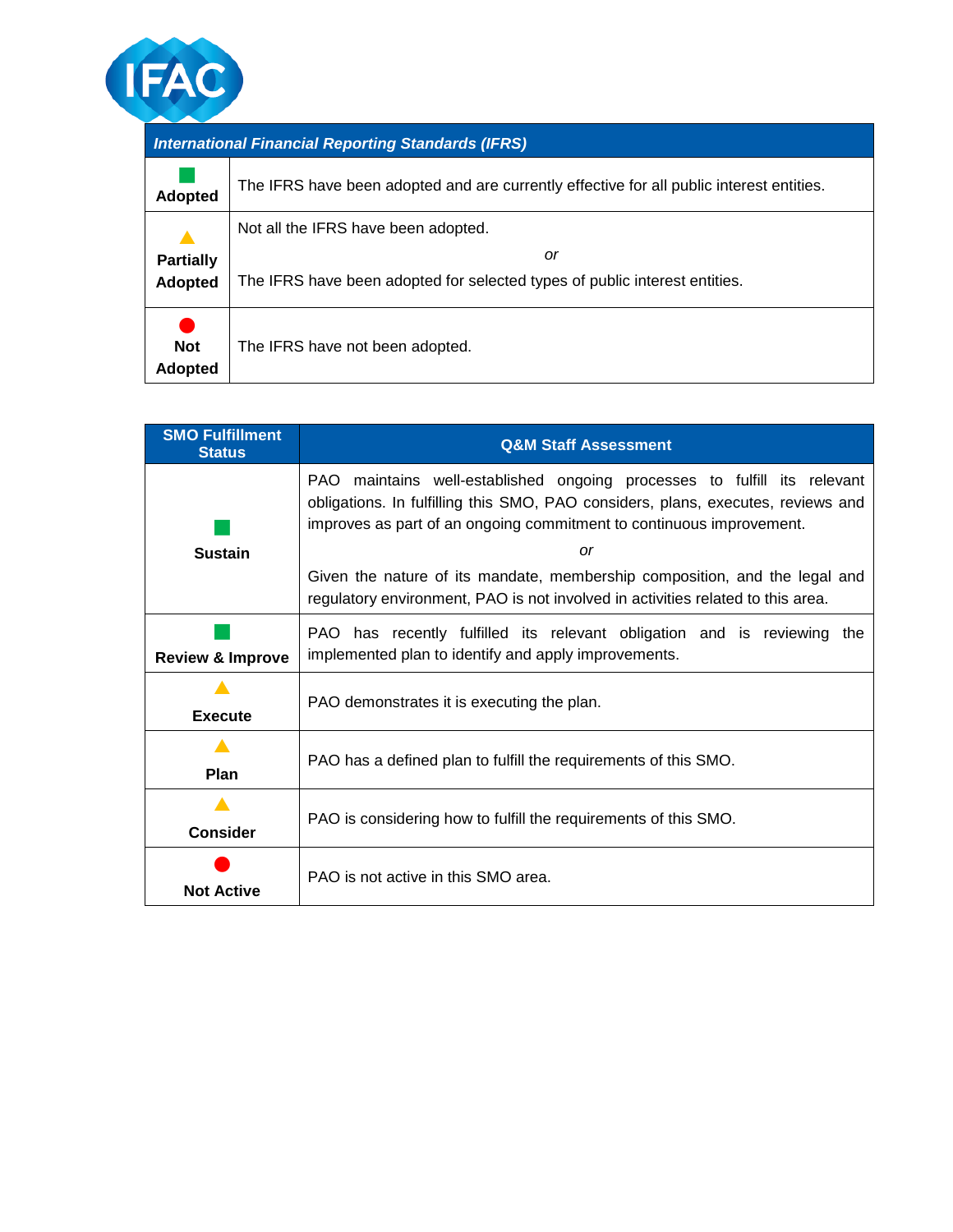| *International Financial Reporting Standards (IFRS)* | |
|---|---|
| Adopted | The IFRS have been adopted and are currently effective for all public interest entities. |
| Partially Adopted | Not all the IFRS have been adopted.<br>*or*<br>The IFRS have been adopted for selected types of public interest entities. |
| Not Adopted | The IFRS have not been adopted. |

| SMO Fulfillment Status | Q&M Staff Assessment |
|---|---|
| **Sustain** | PAO maintains well-established ongoing processes to fulfill its relevant obligations. In fulfilling this SMO, PAO considers, plans, executes, reviews and improves as part of an ongoing commitment to continuous improvement.<br>*or*<br>Given the nature of its mandate, membership composition, and the legal and regulatory environment, PAO is not involved in activities related to this area. |
| **Review & Improve** | PAO has recently fulfilled its relevant obligation and is reviewing the implemented plan to identify and apply improvements. |
| **Execute** | PAO demonstrates it is executing the plan. |
| **Plan** | PAO has a defined plan to fulfill the requirements of this SMO. |
| **Consider** | PAO is considering how to fulfill the requirements of this SMO. |
| **Not Active** | PAO is not active in this SMO area. |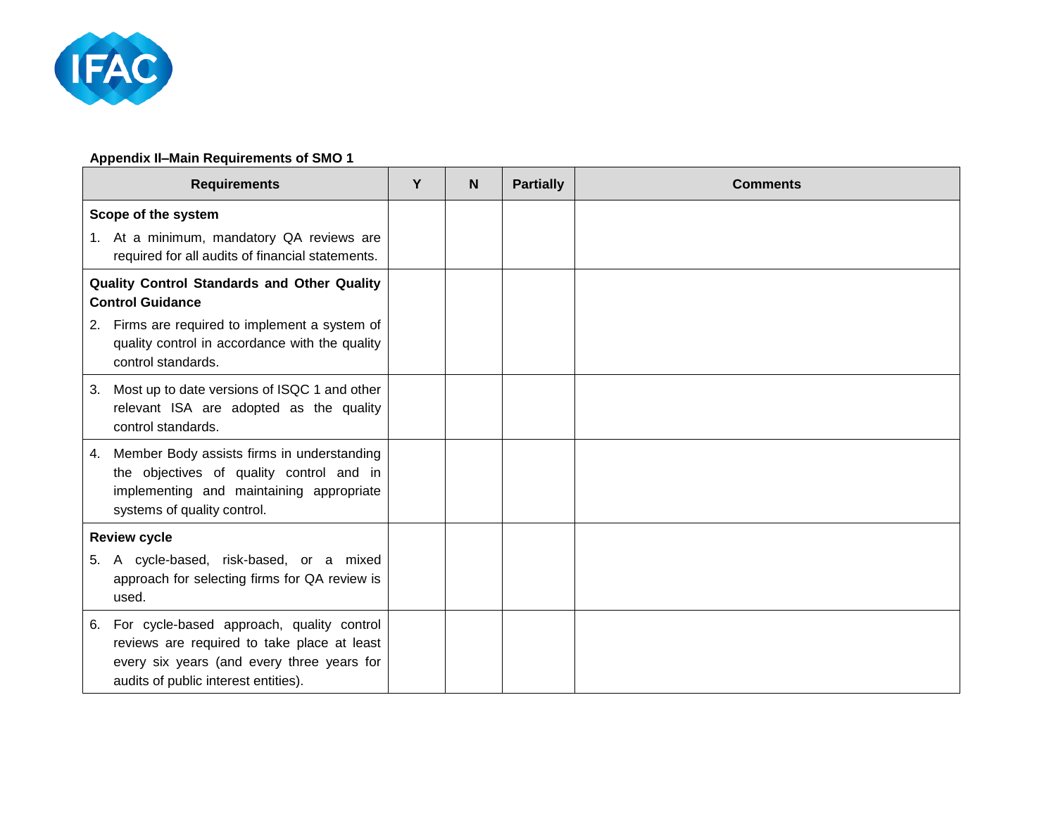**Appendix II–Main Requirements of SMO 1**

| Requirements | Y | N | Partially | Comments |
|---|---|---|---|---|
| **Scope of the system**<br>1. At a minimum, mandatory QA reviews are required for all audits of financial statements. | | | | |
| **Quality Control Standards and Other Quality Control Guidance**<br>2. Firms are required to implement a system of quality control in accordance with the quality control standards. | | | | |
| 3. Most up to date versions of ISQC 1 and other relevant ISA are adopted as the quality control standards. | | | | |
| 4. Member Body assists firms in understanding the objectives of quality control and in implementing and maintaining appropriate systems of quality control. | | | | |
| **Review cycle**<br>5. A cycle-based, risk-based, or a mixed approach for selecting firms for QA review is used. | | | | |
| 6. For cycle-based approach, quality control reviews are required to take place at least every six years (and every three years for audits of public interest entities). | | | | |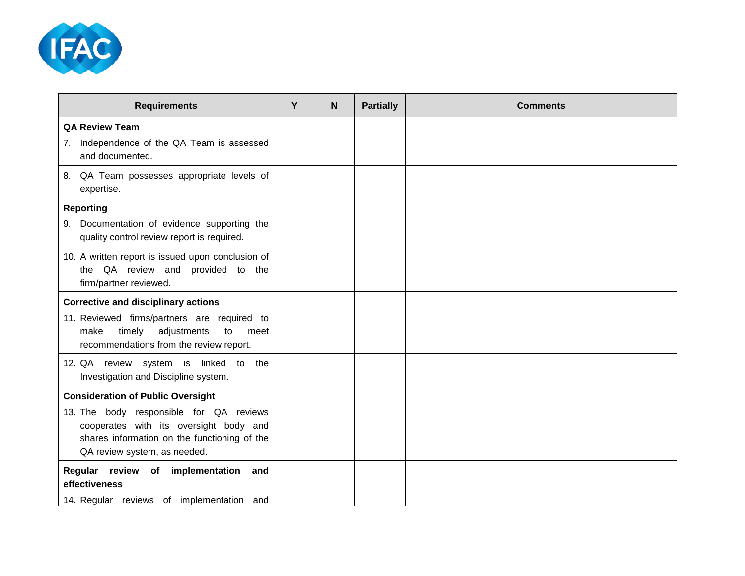| Requirements | Y | N | Partially | Comments |
|---|---|---|---|---|
| **QA Review Team**<br>7. Independence of the QA Team is assessed and documented. | | | | |
| 8. QA Team possesses appropriate levels of expertise. | | | | |
| **Reporting**<br>9. Documentation of evidence supporting the quality control review report is required. | | | | |
| 10. A written report is issued upon conclusion of the QA review and provided to the firm/partner reviewed. | | | | |
| **Corrective and disciplinary actions**<br>11. Reviewed firms/partners are required to make timely adjustments to meet recommendations from the review report. | | | | |
| 12. QA review system is linked to the Investigation and Discipline system. | | | | |
| **Consideration of Public Oversight**<br>13. The body responsible for QA reviews cooperates with its oversight body and shares information on the functioning of the QA review system, as needed. | | | | |
| **Regular review of implementation and effectiveness**<br>14. Regular reviews of implementation and | | | | |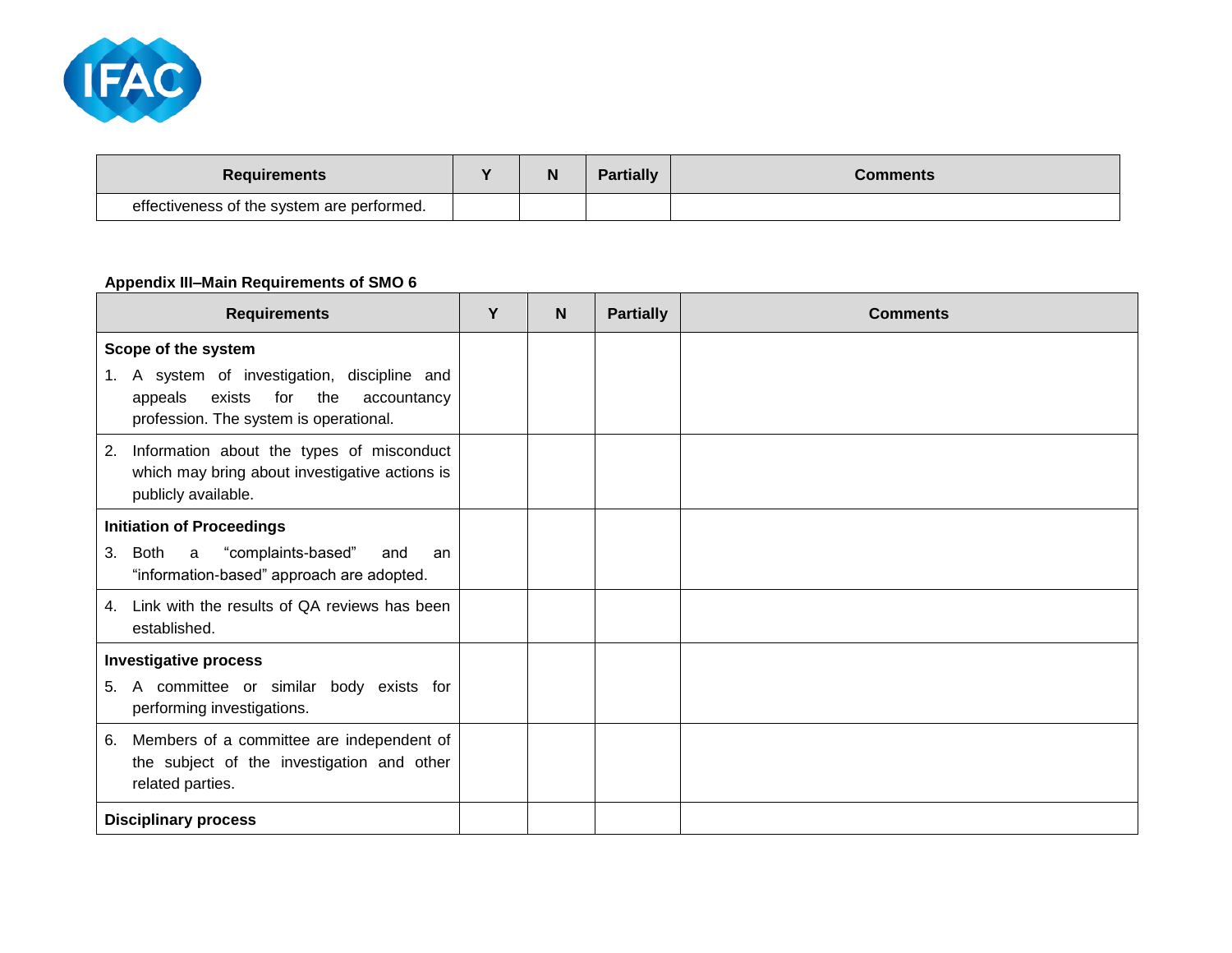| Requirements | Y | N | Partially | Comments |
|---|---|---|---|---|
| effectiveness of the system are performed. | | | | |

**Appendix III–Main Requirements of SMO 6**

| Requirements | Y | N | Partially | Comments |
|---|---|---|---|---|
| **Scope of the system** 1. A system of investigation, discipline and appeals exists for the accountancy profession. The system is operational. | | | | |
| 2. Information about the types of misconduct which may bring about investigative actions is publicly available. | | | | |
| **Initiation of Proceedings** 3. Both a “complaints-based” and an “information-based” approach are adopted. | | | | |
| 4. Link with the results of QA reviews has been established. | | | | |
| **Investigative process** 5. A committee or similar body exists for performing investigations. | | | | |
| 6. Members of a committee are independent of the subject of the investigation and other related parties. | | | | |
| **Disciplinary process** | | | | |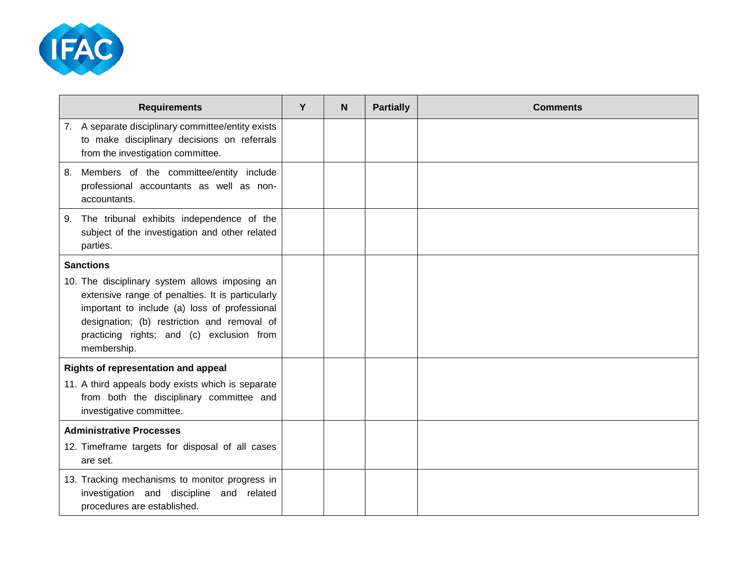| Requirements | Y | N | Partially | Comments |
| --- | --- | --- | --- | --- |
| 7. A separate disciplinary committee/entity exists to make disciplinary decisions on referrals from the investigation committee. | | | | |
| 8. Members of the committee/entity include professional accountants as well as non-accountants. | | | | |
| 9. The tribunal exhibits independence of the subject of the investigation and other related parties. | | | | |
| **Sanctions** 10. The disciplinary system allows imposing an extensive range of penalties. It is particularly important to include (a) loss of professional designation; (b) restriction and removal of practicing rights; and (c) exclusion from membership. | | | | |
| **Rights of representation and appeal** 11. A third appeals body exists which is separate from both the disciplinary committee and investigative committee. | | | | |
| **Administrative Processes** 12. Timeframe targets for disposal of all cases are set. | | | | |
| 13. Tracking mechanisms to monitor progress in investigation and discipline and related procedures are established. | | | | |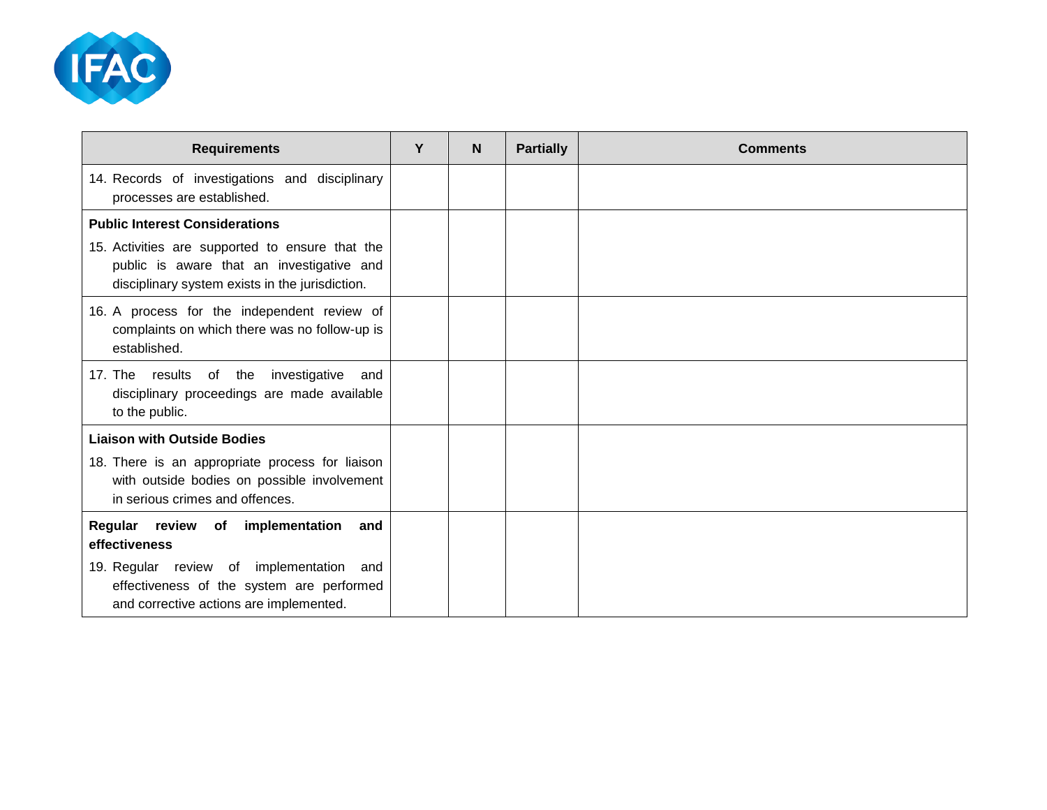| Requirements | Y | N | Partially | Comments |
|---|---|---|---|---|
| 14. Records of investigations and disciplinary processes are established. | | | | |
| **Public Interest Considerations** 15. Activities are supported to ensure that the public is aware that an investigative and disciplinary system exists in the jurisdiction. | | | | |
| 16. A process for the independent review of complaints on which there was no follow-up is established. | | | | |
| 17. The results of the investigative and disciplinary proceedings are made available to the public. | | | | |
| **Liaison with Outside Bodies** 18. There is an appropriate process for liaison with outside bodies on possible involvement in serious crimes and offences. | | | | |
| **Regular review of implementation and effectiveness** 19. Regular review of implementation and effectiveness of the system are performed and corrective actions are implemented. | | | | |